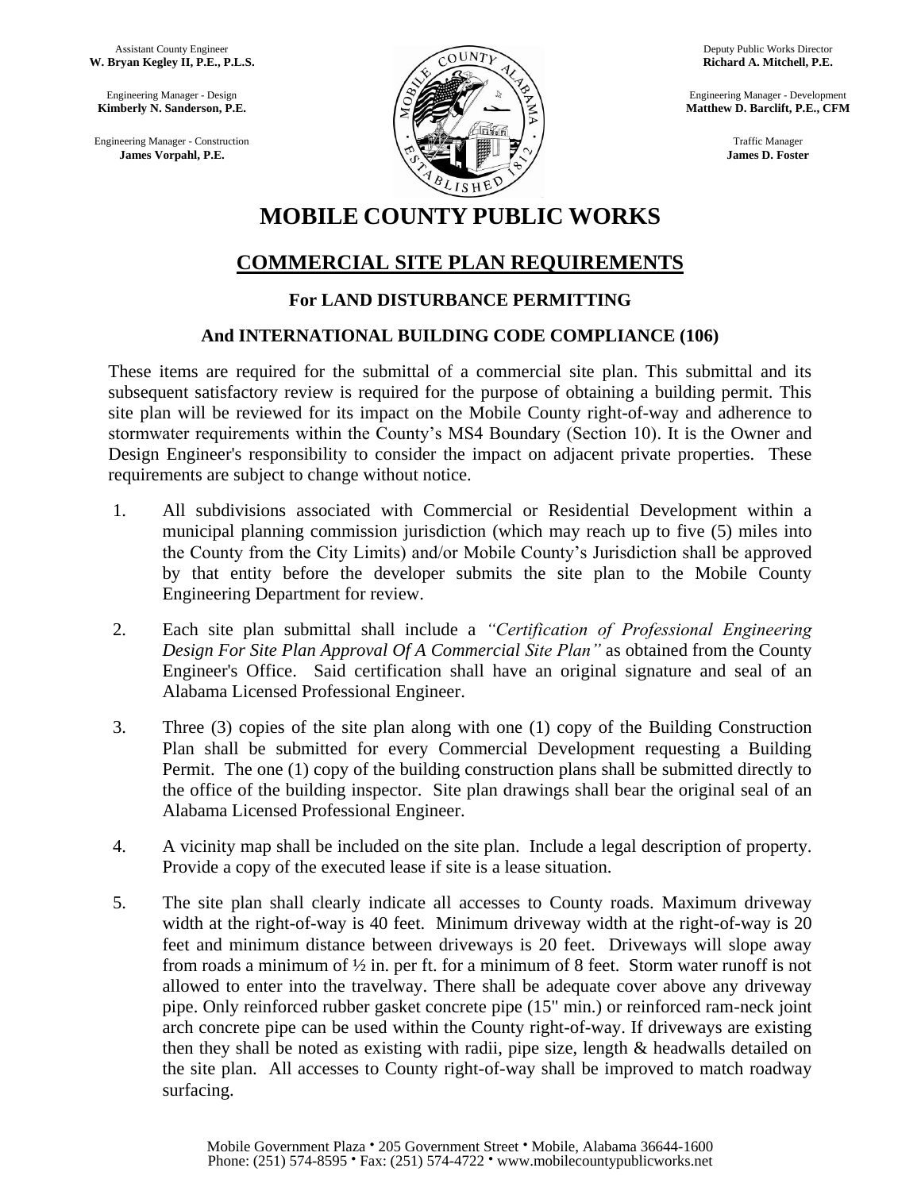Assistant County Engineer
**W. Bryan Kegley II, P.E., P.L.S.**

Engineering Manager - Design
**Kimberly N. Sanderson, P.E.**

Engineering Manager - Construction
**James Vorpahl, P.E.**

Deputy Public Works Director
**Richard A. Mitchell, P.E.**

Engineering Manager - Development
**Matthew D. Barclift, P.E., CFM**

Traffic Manager
**James D. Foster**

# MOBILE COUNTY PUBLIC WORKS

## COMMERCIAL SITE PLAN REQUIREMENTS

### For LAND DISTURBANCE PERMITTING

### And INTERNATIONAL BUILDING CODE COMPLIANCE (106)

These items are required for the submittal of a commercial site plan. This submittal and its subsequent satisfactory review is required for the purpose of obtaining a building permit. This site plan will be reviewed for its impact on the Mobile County right-of-way and adherence to stormwater requirements within the County's MS4 Boundary (Section 10). It is the Owner and Design Engineer's responsibility to consider the impact on adjacent private properties. These requirements are subject to change without notice.

1. All subdivisions associated with Commercial or Residential Development within a municipal planning commission jurisdiction (which may reach up to five (5) miles into the County from the City Limits) and/or Mobile County's Jurisdiction shall be approved by that entity before the developer submits the site plan to the Mobile County Engineering Department for review.

2. Each site plan submittal shall include a *"Certification of Professional Engineering Design For Site Plan Approval Of A Commercial Site Plan"* as obtained from the County Engineer's Office. Said certification shall have an original signature and seal of an Alabama Licensed Professional Engineer.

3. Three (3) copies of the site plan along with one (1) copy of the Building Construction Plan shall be submitted for every Commercial Development requesting a Building Permit. The one (1) copy of the building construction plans shall be submitted directly to the office of the building inspector. Site plan drawings shall bear the original seal of an Alabama Licensed Professional Engineer.

4. A vicinity map shall be included on the site plan. Include a legal description of property. Provide a copy of the executed lease if site is a lease situation.

5. The site plan shall clearly indicate all accesses to County roads. Maximum driveway width at the right-of-way is 40 feet. Minimum driveway width at the right-of-way is 20 feet and minimum distance between driveways is 20 feet. Driveways will slope away from roads a minimum of ½ in. per ft. for a minimum of 8 feet. Storm water runoff is not allowed to enter into the travelway. There shall be adequate cover above any driveway pipe. Only reinforced rubber gasket concrete pipe (15" min.) or reinforced ram-neck joint arch concrete pipe can be used within the County right-of-way. If driveways are existing then they shall be noted as existing with radii, pipe size, length & headwalls detailed on the site plan. All accesses to County right-of-way shall be improved to match roadway surfacing.

Mobile Government Plaza • 205 Government Street • Mobile, Alabama 36644-1600
Phone: (251) 574-8595 • Fax: (251) 574-4722 • www.mobilecountypublicworks.net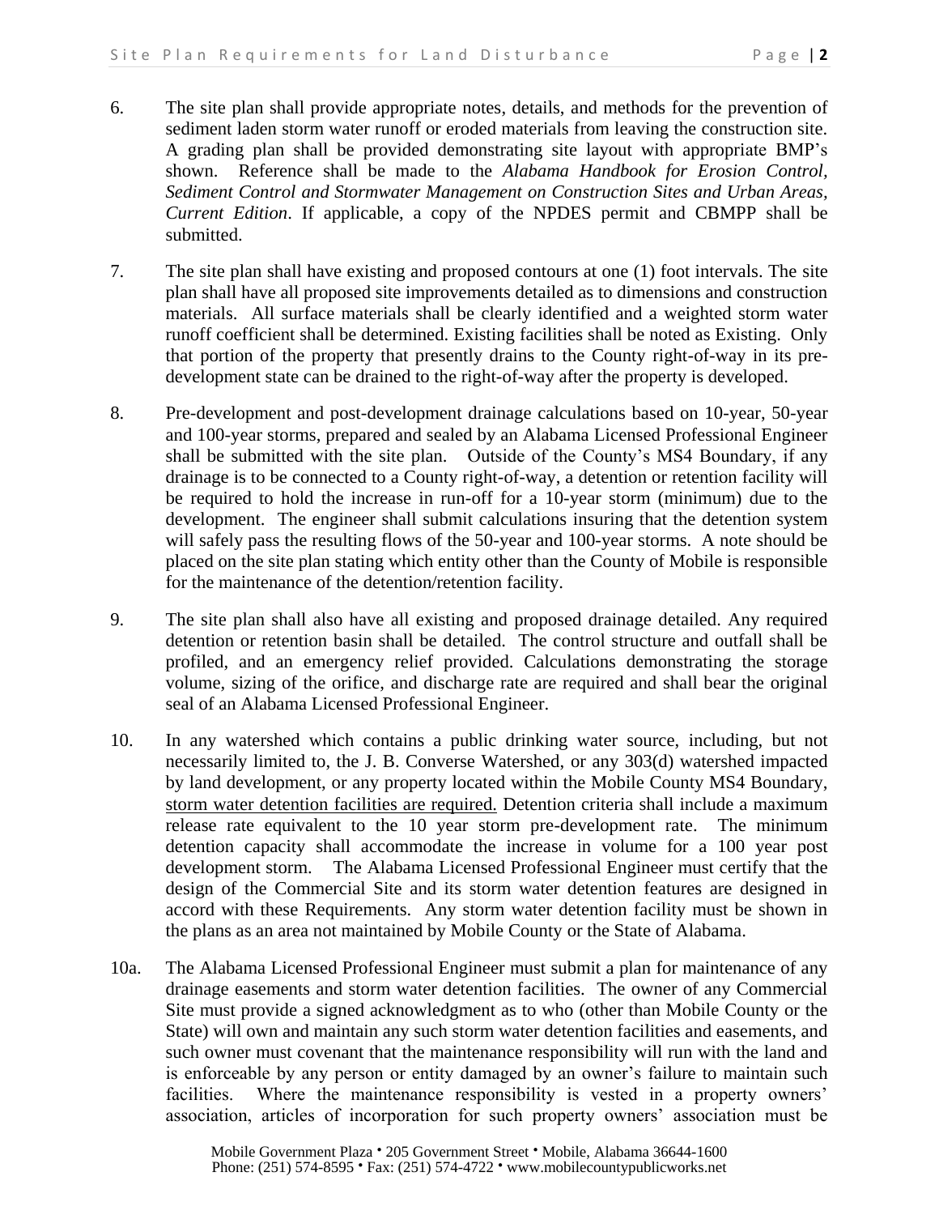6. The site plan shall provide appropriate notes, details, and methods for the prevention of sediment laden storm water runoff or eroded materials from leaving the construction site. A grading plan shall be provided demonstrating site layout with appropriate BMP's shown. Reference shall be made to the *Alabama Handbook for Erosion Control, Sediment Control and Stormwater Management on Construction Sites and Urban Areas, Current Edition*. If applicable, a copy of the NPDES permit and CBMPP shall be submitted.

7. The site plan shall have existing and proposed contours at one (1) foot intervals. The site plan shall have all proposed site improvements detailed as to dimensions and construction materials. All surface materials shall be clearly identified and a weighted storm water runoff coefficient shall be determined. Existing facilities shall be noted as Existing. Only that portion of the property that presently drains to the County right-of-way in its pre-development state can be drained to the right-of-way after the property is developed.

8. Pre-development and post-development drainage calculations based on 10-year, 50-year and 100-year storms, prepared and sealed by an Alabama Licensed Professional Engineer shall be submitted with the site plan. Outside of the County's MS4 Boundary, if any drainage is to be connected to a County right-of-way, a detention or retention facility will be required to hold the increase in run-off for a 10-year storm (minimum) due to the development. The engineer shall submit calculations insuring that the detention system will safely pass the resulting flows of the 50-year and 100-year storms. A note should be placed on the site plan stating which entity other than the County of Mobile is responsible for the maintenance of the detention/retention facility.

9. The site plan shall also have all existing and proposed drainage detailed. Any required detention or retention basin shall be detailed. The control structure and outfall shall be profiled, and an emergency relief provided. Calculations demonstrating the storage volume, sizing of the orifice, and discharge rate are required and shall bear the original seal of an Alabama Licensed Professional Engineer.

10. In any watershed which contains a public drinking water source, including, but not necessarily limited to, the J. B. Converse Watershed, or any 303(d) watershed impacted by land development, or any property located within the Mobile County MS4 Boundary, <u>storm water detention facilities are required.</u> Detention criteria shall include a maximum release rate equivalent to the 10 year storm pre-development rate. The minimum detention capacity shall accommodate the increase in volume for a 100 year post development storm. The Alabama Licensed Professional Engineer must certify that the design of the Commercial Site and its storm water detention features are designed in accord with these Requirements. Any storm water detention facility must be shown in the plans as an area not maintained by Mobile County or the State of Alabama.

10a. The Alabama Licensed Professional Engineer must submit a plan for maintenance of any drainage easements and storm water detention facilities. The owner of any Commercial Site must provide a signed acknowledgment as to who (other than Mobile County or the State) will own and maintain any such storm water detention facilities and easements, and such owner must covenant that the maintenance responsibility will run with the land and is enforceable by any person or entity damaged by an owner's failure to maintain such facilities. Where the maintenance responsibility is vested in a property owners' association, articles of incorporation for such property owners' association must be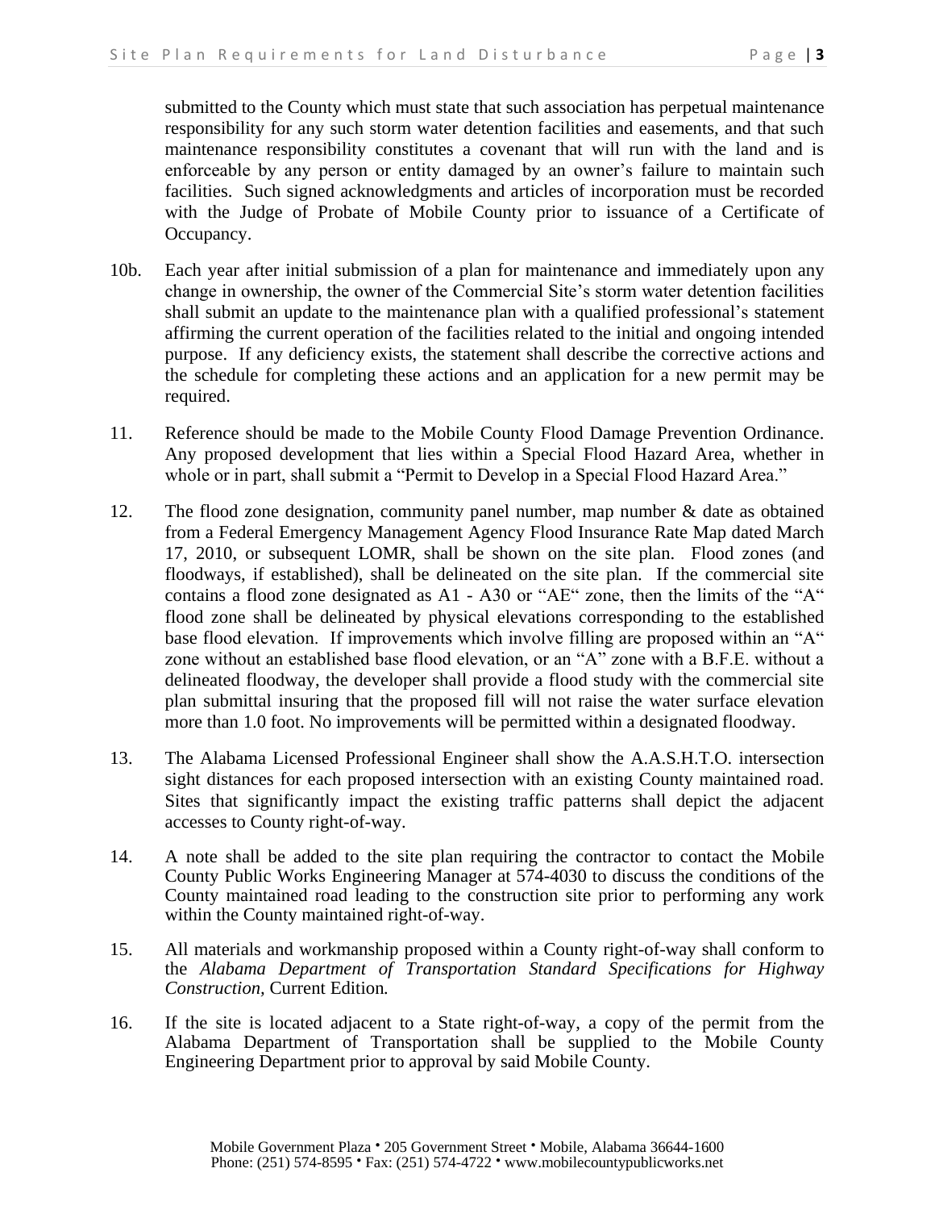submitted to the County which must state that such association has perpetual maintenance responsibility for any such storm water detention facilities and easements, and that such maintenance responsibility constitutes a covenant that will run with the land and is enforceable by any person or entity damaged by an owner's failure to maintain such facilities. Such signed acknowledgments and articles of incorporation must be recorded with the Judge of Probate of Mobile County prior to issuance of a Certificate of Occupancy.

10b. Each year after initial submission of a plan for maintenance and immediately upon any change in ownership, the owner of the Commercial Site's storm water detention facilities shall submit an update to the maintenance plan with a qualified professional's statement affirming the current operation of the facilities related to the initial and ongoing intended purpose. If any deficiency exists, the statement shall describe the corrective actions and the schedule for completing these actions and an application for a new permit may be required.

11. Reference should be made to the Mobile County Flood Damage Prevention Ordinance. Any proposed development that lies within a Special Flood Hazard Area, whether in whole or in part, shall submit a "Permit to Develop in a Special Flood Hazard Area."

12. The flood zone designation, community panel number, map number & date as obtained from a Federal Emergency Management Agency Flood Insurance Rate Map dated March 17, 2010, or subsequent LOMR, shall be shown on the site plan. Flood zones (and floodways, if established), shall be delineated on the site plan. If the commercial site contains a flood zone designated as A1 - A30 or "AE" zone, then the limits of the "A" flood zone shall be delineated by physical elevations corresponding to the established base flood elevation. If improvements which involve filling are proposed within an "A" zone without an established base flood elevation, or an "A" zone with a B.F.E. without a delineated floodway, the developer shall provide a flood study with the commercial site plan submittal insuring that the proposed fill will not raise the water surface elevation more than 1.0 foot. No improvements will be permitted within a designated floodway.

13. The Alabama Licensed Professional Engineer shall show the A.A.S.H.T.O. intersection sight distances for each proposed intersection with an existing County maintained road. Sites that significantly impact the existing traffic patterns shall depict the adjacent accesses to County right-of-way.

14. A note shall be added to the site plan requiring the contractor to contact the Mobile County Public Works Engineering Manager at 574-4030 to discuss the conditions of the County maintained road leading to the construction site prior to performing any work within the County maintained right-of-way.

15. All materials and workmanship proposed within a County right-of-way shall conform to the *Alabama Department of Transportation Standard Specifications for Highway Construction*, Current Edition.

16. If the site is located adjacent to a State right-of-way, a copy of the permit from the Alabama Department of Transportation shall be supplied to the Mobile County Engineering Department prior to approval by said Mobile County.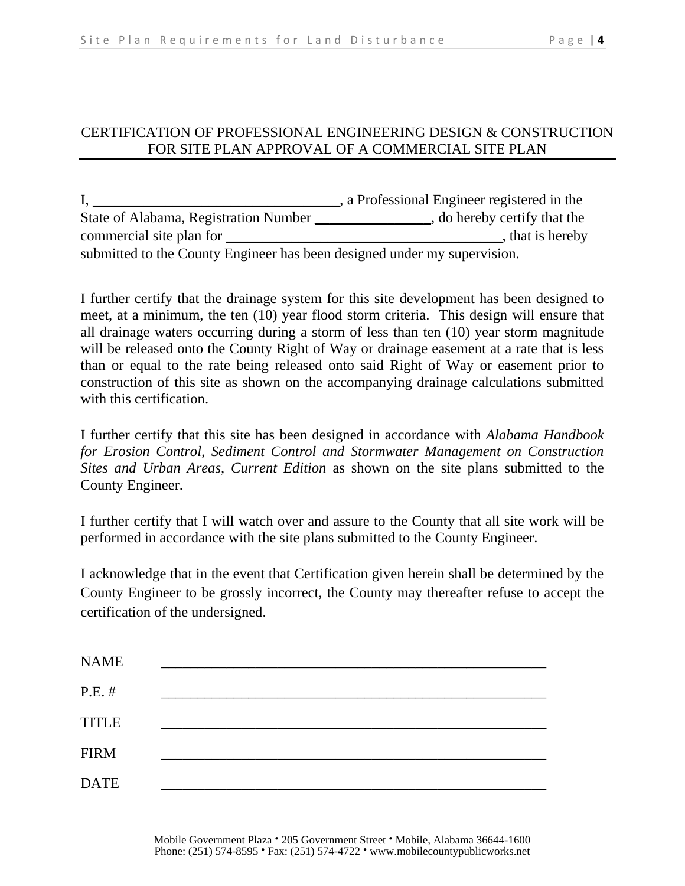## CERTIFICATION OF PROFESSIONAL ENGINEERING DESIGN & CONSTRUCTION FOR SITE PLAN APPROVAL OF A COMMERCIAL SITE PLAN

I, ______________________________, a Professional Engineer registered in the State of Alabama, Registration Number ______________, do hereby certify that the commercial site plan for __________________________________, that is hereby submitted to the County Engineer has been designed under my supervision.

I further certify that the drainage system for this site development has been designed to meet, at a minimum, the ten (10) year flood storm criteria. This design will ensure that all drainage waters occurring during a storm of less than ten (10) year storm magnitude will be released onto the County Right of Way or drainage easement at a rate that is less than or equal to the rate being released onto said Right of Way or easement prior to construction of this site as shown on the accompanying drainage calculations submitted with this certification.

I further certify that this site has been designed in accordance with *Alabama Handbook for Erosion Control, Sediment Control and Stormwater Management on Construction Sites and Urban Areas, Current Edition* as shown on the site plans submitted to the County Engineer.

I further certify that I will watch over and assure to the County that all site work will be performed in accordance with the site plans submitted to the County Engineer.

I acknowledge that in the event that Certification given herein shall be determined by the County Engineer to be grossly incorrect, the County may thereafter refuse to accept the certification of the undersigned.

NAME ______________________________________________________

P.E. # ______________________________________________________

TITLE ______________________________________________________

FIRM ______________________________________________________

DATE ______________________________________________________

Mobile Government Plaza • 205 Government Street • Mobile, Alabama 36644-1600
Phone: (251) 574-8595 • Fax: (251) 574-4722 • www.mobilecountypublicworks.net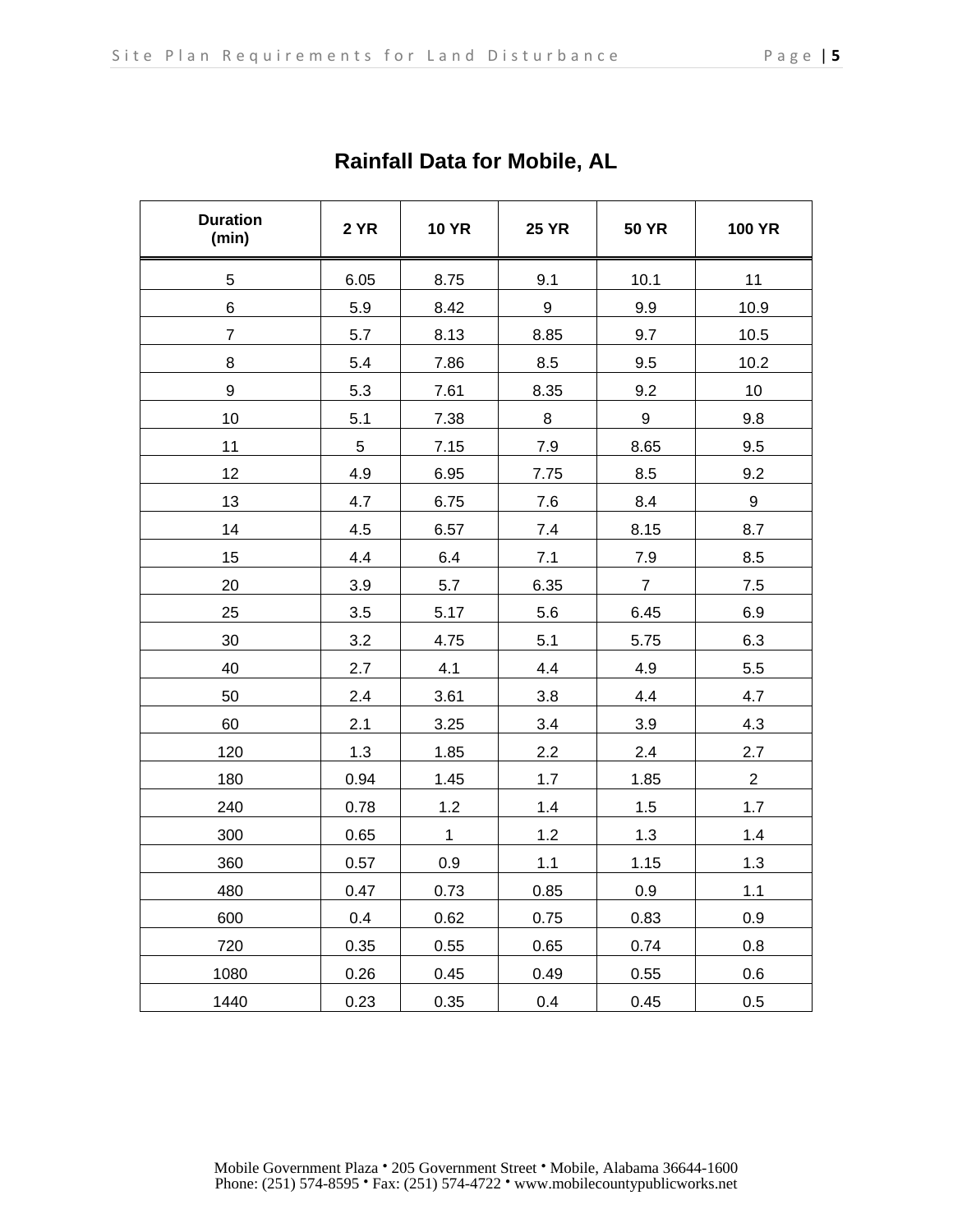# Rainfall Data for Mobile, AL

| Duration (min) | 2 YR | 10 YR | 25 YR | 50 YR | 100 YR |
|---|---|---|---|---|---|
| 5 | 6.05 | 8.75 | 9.1 | 10.1 | 11 |
| 6 | 5.9 | 8.42 | 9 | 9.9 | 10.9 |
| 7 | 5.7 | 8.13 | 8.85 | 9.7 | 10.5 |
| 8 | 5.4 | 7.86 | 8.5 | 9.5 | 10.2 |
| 9 | 5.3 | 7.61 | 8.35 | 9.2 | 10 |
| 10 | 5.1 | 7.38 | 8 | 9 | 9.8 |
| 11 | 5 | 7.15 | 7.9 | 8.65 | 9.5 |
| 12 | 4.9 | 6.95 | 7.75 | 8.5 | 9.2 |
| 13 | 4.7 | 6.75 | 7.6 | 8.4 | 9 |
| 14 | 4.5 | 6.57 | 7.4 | 8.15 | 8.7 |
| 15 | 4.4 | 6.4 | 7.1 | 7.9 | 8.5 |
| 20 | 3.9 | 5.7 | 6.35 | 7 | 7.5 |
| 25 | 3.5 | 5.17 | 5.6 | 6.45 | 6.9 |
| 30 | 3.2 | 4.75 | 5.1 | 5.75 | 6.3 |
| 40 | 2.7 | 4.1 | 4.4 | 4.9 | 5.5 |
| 50 | 2.4 | 3.61 | 3.8 | 4.4 | 4.7 |
| 60 | 2.1 | 3.25 | 3.4 | 3.9 | 4.3 |
| 120 | 1.3 | 1.85 | 2.2 | 2.4 | 2.7 |
| 180 | 0.94 | 1.45 | 1.7 | 1.85 | 2 |
| 240 | 0.78 | 1.2 | 1.4 | 1.5 | 1.7 |
| 300 | 0.65 | 1 | 1.2 | 1.3 | 1.4 |
| 360 | 0.57 | 0.9 | 1.1 | 1.15 | 1.3 |
| 480 | 0.47 | 0.73 | 0.85 | 0.9 | 1.1 |
| 600 | 0.4 | 0.62 | 0.75 | 0.83 | 0.9 |
| 720 | 0.35 | 0.55 | 0.65 | 0.74 | 0.8 |
| 1080 | 0.26 | 0.45 | 0.49 | 0.55 | 0.6 |
| 1440 | 0.23 | 0.35 | 0.4 | 0.45 | 0.5 |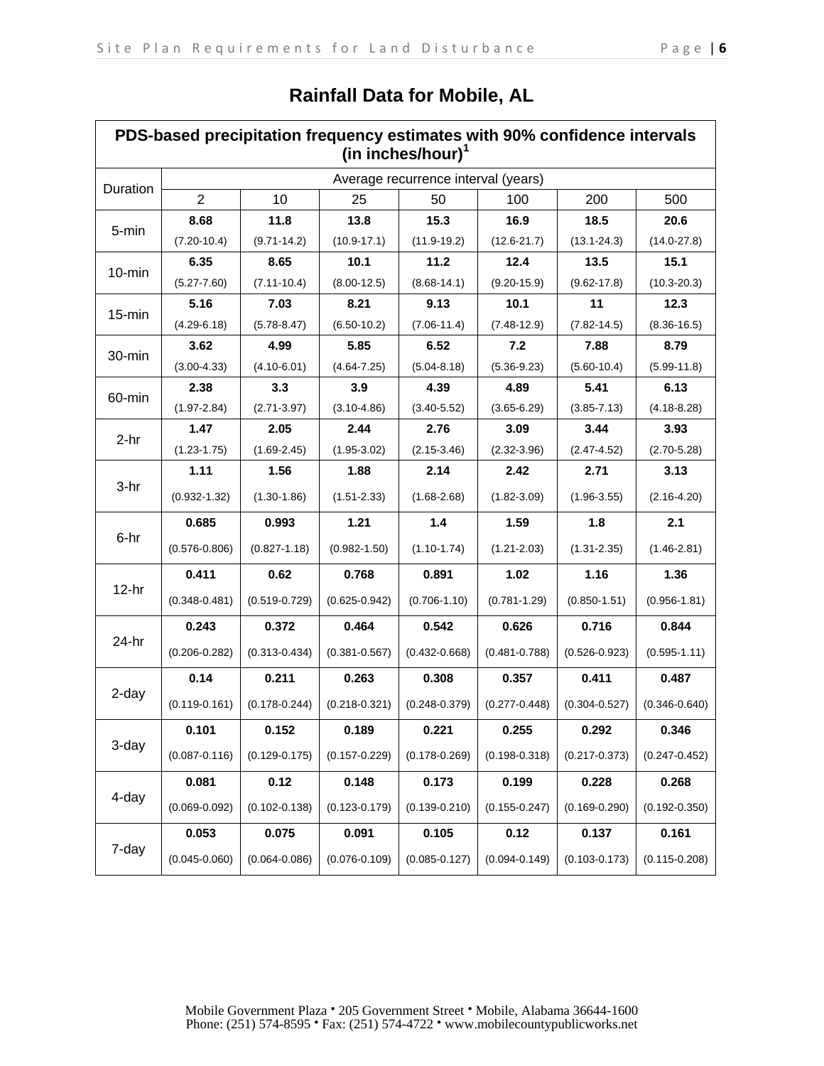# Rainfall Data for Mobile, AL

| PDS-based precipitation frequency estimates with 90% confidence intervals (in inches/hour)[1] | | | | | | | |
|---|---|---|---|---|---|---|---|
| Duration | Average recurrence interval (years) | | | | | | |
| | 2 | 10 | 25 | 50 | 100 | 200 | 500 |
| 5-min | **8.68** (7.20-10.4) | **11.8** (9.71-14.2) | **13.8** (10.9-17.1) | **15.3** (11.9-19.2) | **16.9** (12.6-21.7) | **18.5** (13.1-24.3) | **20.6** (14.0-27.8) |
| 10-min | **6.35** (5.27-7.60) | **8.65** (7.11-10.4) | **10.1** (8.00-12.5) | **11.2** (8.68-14.1) | **12.4** (9.20-15.9) | **13.5** (9.62-17.8) | **15.1** (10.3-20.3) |
| 15-min | **5.16** (4.29-6.18) | **7.03** (5.78-8.47) | **8.21** (6.50-10.2) | **9.13** (7.06-11.4) | **10.1** (7.48-12.9) | **11** (7.82-14.5) | **12.3** (8.36-16.5) |
| 30-min | **3.62** (3.00-4.33) | **4.99** (4.10-6.01) | **5.85** (4.64-7.25) | **6.52** (5.04-8.18) | **7.2** (5.36-9.23) | **7.88** (5.60-10.4) | **8.79** (5.99-11.8) |
| 60-min | **2.38** (1.97-2.84) | **3.3** (2.71-3.97) | **3.9** (3.10-4.86) | **4.39** (3.40-5.52) | **4.89** (3.65-6.29) | **5.41** (3.85-7.13) | **6.13** (4.18-8.28) |
| 2-hr | **1.47** (1.23-1.75) | **2.05** (1.69-2.45) | **2.44** (1.95-3.02) | **2.76** (2.15-3.46) | **3.09** (2.32-3.96) | **3.44** (2.47-4.52) | **3.93** (2.70-5.28) |
| 3-hr | **1.11** (0.932-1.32) | **1.56** (1.30-1.86) | **1.88** (1.51-2.33) | **2.14** (1.68-2.68) | **2.42** (1.82-3.09) | **2.71** (1.96-3.55) | **3.13** (2.16-4.20) |
| 6-hr | **0.685** (0.576-0.806) | **0.993** (0.827-1.18) | **1.21** (0.982-1.50) | **1.4** (1.10-1.74) | **1.59** (1.21-2.03) | **1.8** (1.31-2.35) | **2.1** (1.46-2.81) |
| 12-hr | **0.411** (0.348-0.481) | **0.62** (0.519-0.729) | **0.768** (0.625-0.942) | **0.891** (0.706-1.10) | **1.02** (0.781-1.29) | **1.16** (0.850-1.51) | **1.36** (0.956-1.81) |
| 24-hr | **0.243** (0.206-0.282) | **0.372** (0.313-0.434) | **0.464** (0.381-0.567) | **0.542** (0.432-0.668) | **0.626** (0.481-0.788) | **0.716** (0.526-0.923) | **0.844** (0.595-1.11) |
| 2-day | **0.14** (0.119-0.161) | **0.211** (0.178-0.244) | **0.263** (0.218-0.321) | **0.308** (0.248-0.379) | **0.357** (0.277-0.448) | **0.411** (0.304-0.527) | **0.487** (0.346-0.640) |
| 3-day | **0.101** (0.087-0.116) | **0.152** (0.129-0.175) | **0.189** (0.157-0.229) | **0.221** (0.178-0.269) | **0.255** (0.198-0.318) | **0.292** (0.217-0.373) | **0.346** (0.247-0.452) |
| 4-day | **0.081** (0.069-0.092) | **0.12** (0.102-0.138) | **0.148** (0.123-0.179) | **0.173** (0.139-0.210) | **0.199** (0.155-0.247) | **0.228** (0.169-0.290) | **0.268** (0.192-0.350) |
| 7-day | **0.053** (0.045-0.060) | **0.075** (0.064-0.086) | **0.091** (0.076-0.109) | **0.105** (0.085-0.127) | **0.12** (0.094-0.149) | **0.137** (0.103-0.173) | **0.161** (0.115-0.208) |

Mobile Government Plaza • 205 Government Street • Mobile, Alabama 36644-1600
Phone: (251) 574-8595 • Fax: (251) 574-4722 • www.mobilecountypublicworks.net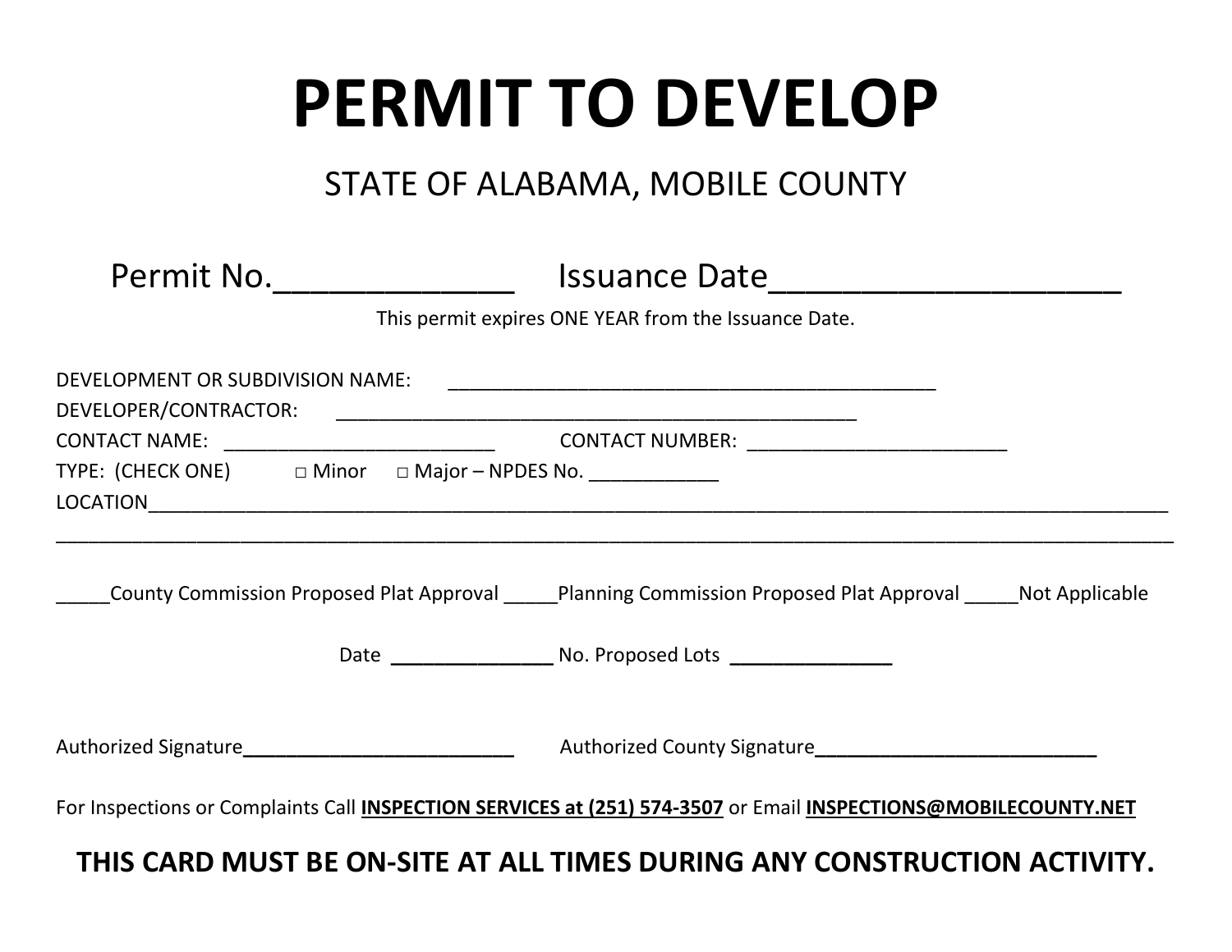# PERMIT TO DEVELOP

STATE OF ALABAMA, MOBILE COUNTY

Permit No.______________ Issuance Date____________________

This permit expires ONE YEAR from the Issuance Date.

DEVELOPMENT OR SUBDIVISION NAME: _______________________________________________

DEVELOPER/CONTRACTOR: __________________________________________________

CONTACT NAME: __________________________ CONTACT NUMBER: _________________________

TYPE: (CHECK ONE) □ Minor □ Major – NPDES No. ____________

LOCATION____________________________________________________________________________________________________

______________________________________________________________________________________________________________

_____County Commission Proposed Plat Approval _____Planning Commission Proposed Plat Approval _____Not Applicable

Date _______________ No. Proposed Lots _______________

Authorized Signature__________________________ Authorized County Signature___________________________

For Inspections or Complaints Call **INSPECTION SERVICES at (251) 574-3507** or Email **INSPECTIONS@MOBILECOUNTY.NET**

**THIS CARD MUST BE ON-SITE AT ALL TIMES DURING ANY CONSTRUCTION ACTIVITY.**